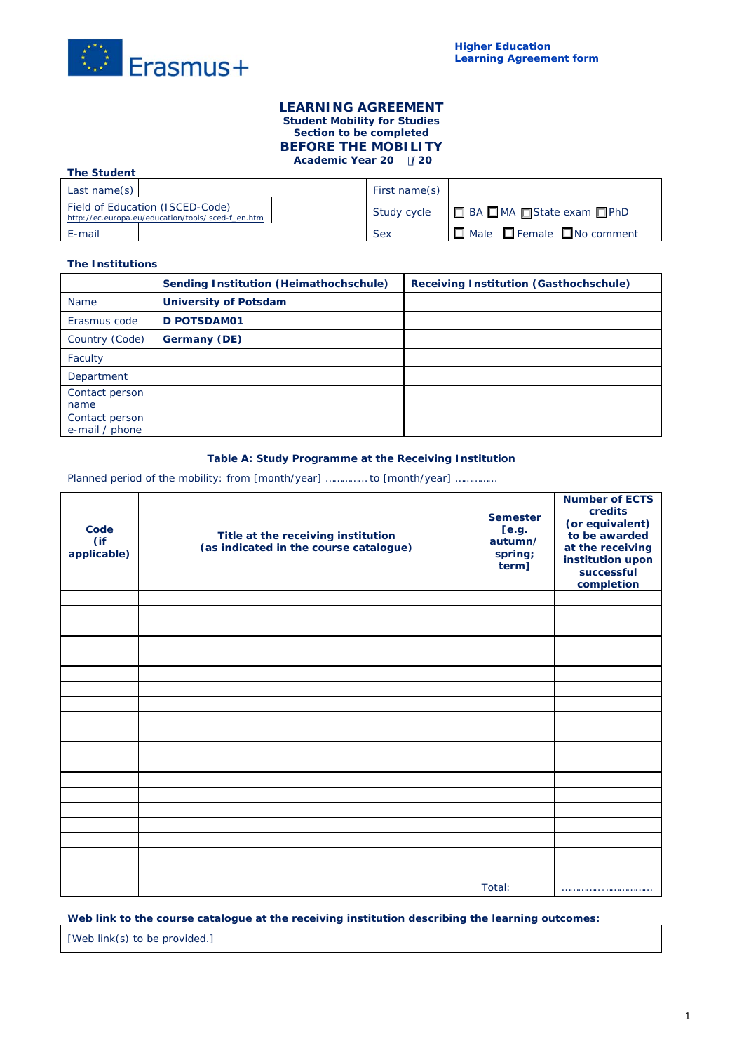Erasmus+

**Higher Education**
**Learning Agreement form**

# LEARNING AGREEMENT

**Student Mobility for Studies**
**Section to be completed**

## BEFORE THE MOBILITY

**Academic Year 20 /20**

**The Student**

| Last name(s) | | | First name(s) | |
|---|---|---|---|---|
| Field of Education (ISCED-Code) http://ec.europa.eu/education/tools/isced-f_en.htm | | | Study cycle | ☐ BA ☐ MA ☐ State exam ☐ PhD |
| E-mail | | | Sex | ☐ Male ☐ Female ☐ No comment |

**The Institutions**

| | **Sending Institution (Heimathochschule)** | **Receiving Institution (Gasthochschule)** |
|---|---|---|
| Name | **University of Potsdam** | |
| Erasmus code | **D POTSDAM01** | |
| Country (Code) | **Germany (DE)** | |
| Faculty | | |
| Department | | |
| Contact person name | | |
| Contact person e-mail / phone | | |

**Table A: Study Programme at the Receiving Institution**

Planned period of the mobility: from [month/year] ………… to [month/year] …………

| **Code (if applicable)** | **Title at the receiving institution (as indicated in the course catalogue)** | **Semester [e.g. autumn/ spring; term]** | **Number of ECTS credits (or equivalent) to be awarded at the receiving institution upon successful completion** |
|---|---|---|---|
| | | | |
| | | | |
| | | | |
| | | | |
| | | | |
| | | | |
| | | | |
| | | | |
| | | | |
| | | | |
| | | | |
| | | | |
| | | | |
| | | | |
| | | | |
| | | | |
| | | | |
| | | | |
| | | | |
| | | Total: | ………………………… |

**Web link to the course catalogue at the receiving institution describing the learning outcomes:**

[Web link(s) to be provided.]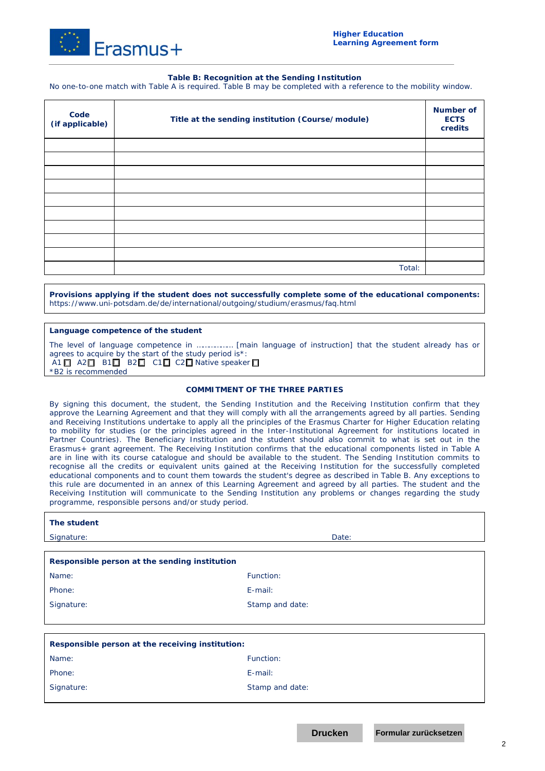### Table B: Recognition at the Sending Institution

No one-to-one match with Table A is required. Table B may be completed with a reference to the mobility window.

| Code (if applicable) | Title at the sending institution (Course/module) | Number of ECTS credits |
|---|---|---|
| | | |
| | | |
| | | |
| | | |
| | | |
| | | |
| | | |
| | | |
| | | |
| | Total: | |

**Provisions applying if the student does not successfully complete some of the educational components:**
https://www.uni-potsdam.de/de/international/outgoing/studium/erasmus/faq.html

**Language competence of the student**

The level of language competence in ……………. [main language of instruction] that the student already has or agrees to acquire by the start of the study period is*:
A1 ☐ A2 ☐ B1 ☐ B2 ☐ C1 ☐ C2 ☐ Native speaker ☐
*B2 is recommended

### COMMITMENT OF THE THREE PARTIES

By signing this document, the student, the Sending Institution and the Receiving Institution confirm that they approve the Learning Agreement and that they will comply with all the arrangements agreed by all parties. Sending and Receiving Institutions undertake to apply all the principles of the Erasmus Charter for Higher Education relating to mobility for studies (or the principles agreed in the Inter-Institutional Agreement for institutions located in Partner Countries). The Beneficiary Institution and the student should also commit to what is set out in the Erasmus+ grant agreement. The Receiving Institution confirms that the educational components listed in Table A are in line with its course catalogue and should be available to the student. The Sending Institution commits to recognise all the credits or equivalent units gained at the Receiving Institution for the successfully completed educational components and to count them towards the student's degree as described in Table B. Any exceptions to this rule are documented in an annex of this Learning Agreement and agreed by all parties. The student and the Receiving Institution will communicate to the Sending Institution any problems or changes regarding the study programme, responsible persons and/or study period.

**The student**

Signature: Date:

**Responsible person at the sending institution**

Name: Function:
Phone: E-mail:
Signature: Stamp and date:

**Responsible person at the receiving institution:**

Name: Function:
Phone: E-mail:
Signature: Stamp and date:

Drucken Formular zurücksetzen